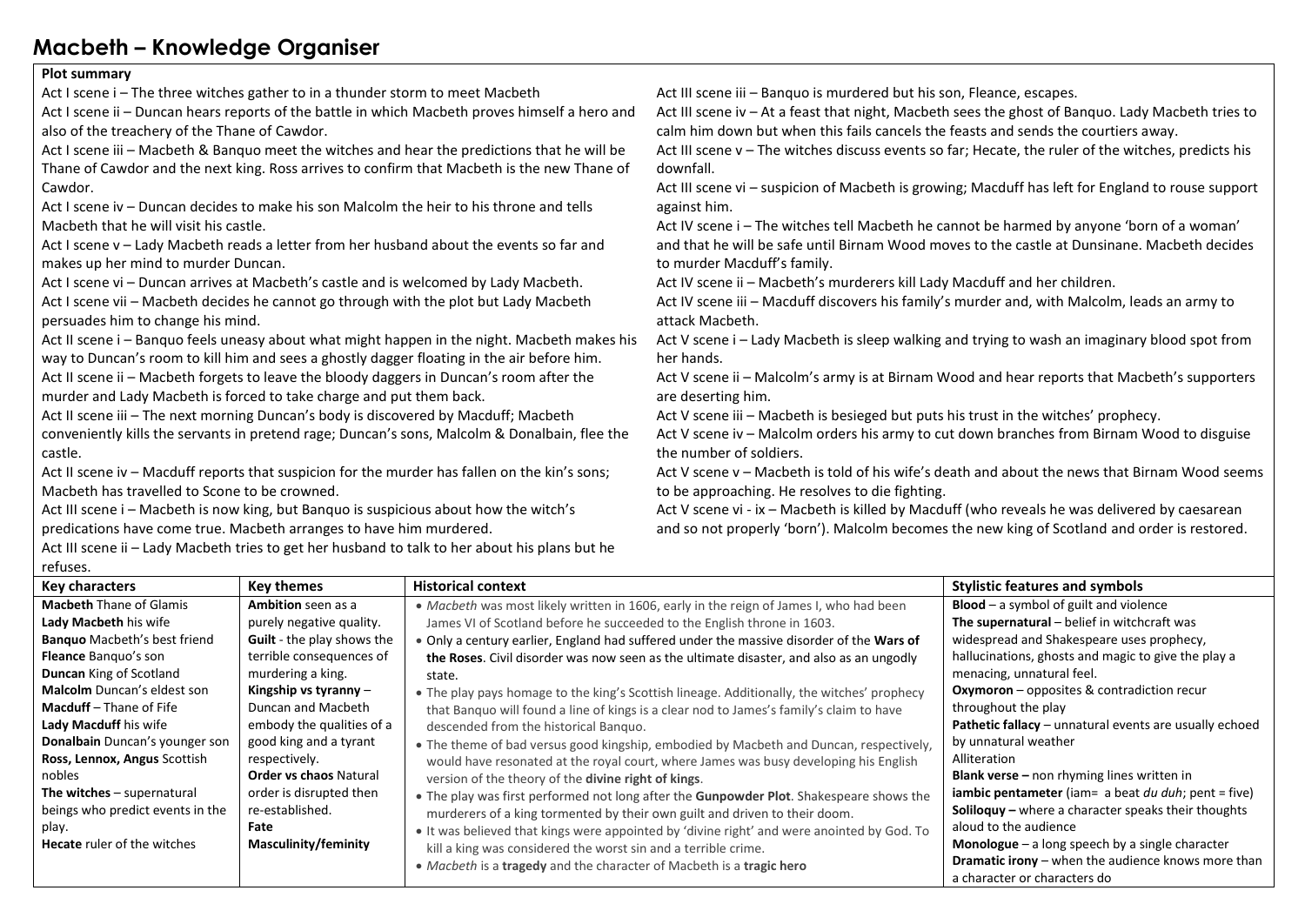# Macbeth – Knowledge Organiser

**Plot summary**

Act I scene i – The three witches gather to in a thunder storm to meet Macbeth

Act I scene ii – Duncan hears reports of the battle in which Macbeth proves himself a hero and also of the treachery of the Thane of Cawdor.

Act I scene iii – Macbeth & Banquo meet the witches and hear the predictions that he will be Thane of Cawdor and the next king. Ross arrives to confirm that Macbeth is the new Thane of Cawdor.

Act I scene iv – Duncan decides to make his son Malcolm the heir to his throne and tells Macbeth that he will visit his castle.

Act I scene v – Lady Macbeth reads a letter from her husband about the events so far and makes up her mind to murder Duncan.

Act I scene vi – Duncan arrives at Macbeth's castle and is welcomed by Lady Macbeth.

Act I scene vii – Macbeth decides he cannot go through with the plot but Lady Macbeth persuades him to change his mind.

Act II scene i – Banquo feels uneasy about what might happen in the night. Macbeth makes his way to Duncan's room to kill him and sees a ghostly dagger floating in the air before him.

Act II scene ii – Macbeth forgets to leave the bloody daggers in Duncan's room after the murder and Lady Macbeth is forced to take charge and put them back.

Act II scene iii – The next morning Duncan's body is discovered by Macduff; Macbeth conveniently kills the servants in pretend rage; Duncan's sons, Malcolm & Donalbain, flee the castle.

Act II scene iv – Macduff reports that suspicion for the murder has fallen on the kin's sons; Macbeth has travelled to Scone to be crowned.

Act III scene i – Macbeth is now king, but Banquo is suspicious about how the witch's predications have come true. Macbeth arranges to have him murdered.

Act III scene ii – Lady Macbeth tries to get her husband to talk to her about his plans but he refuses.

Act III scene iii – Banquo is murdered but his son, Fleance, escapes.

Act III scene iv – At a feast that night, Macbeth sees the ghost of Banquo. Lady Macbeth tries to calm him down but when this fails cancels the feasts and sends the courtiers away.

Act III scene v – The witches discuss events so far; Hecate, the ruler of the witches, predicts his downfall.

Act III scene vi – suspicion of Macbeth is growing; Macduff has left for England to rouse support against him.

Act IV scene i – The witches tell Macbeth he cannot be harmed by anyone 'born of a woman' and that he will be safe until Birnam Wood moves to the castle at Dunsinane. Macbeth decides to murder Macduff's family.

Act IV scene ii – Macbeth's murderers kill Lady Macduff and her children.

Act IV scene iii – Macduff discovers his family's murder and, with Malcolm, leads an army to attack Macbeth.

Act V scene i – Lady Macbeth is sleep walking and trying to wash an imaginary blood spot from her hands.

Act V scene ii – Malcolm's army is at Birnam Wood and hear reports that Macbeth's supporters are deserting him.

Act V scene iii – Macbeth is besieged but puts his trust in the witches' prophecy.

Act V scene iv – Malcolm orders his army to cut down branches from Birnam Wood to disguise the number of soldiers.

Act V scene v – Macbeth is told of his wife's death and about the news that Birnam Wood seems to be approaching. He resolves to die fighting.

Act V scene vi - ix – Macbeth is killed by Macduff (who reveals he was delivered by caesarean and so not properly 'born'). Malcolm becomes the new king of Scotland and order is restored.

| Key characters | Key themes | Historical context | Stylistic features and symbols |
|---|---|---|---|
| **Macbeth** Thane of Glamis<br>**Lady Macbeth** his wife<br>**Banquo** Macbeth's best friend<br>**Fleance** Banquo's son<br>**Duncan** King of Scotland<br>**Malcolm** Duncan's eldest son<br>**Macduff** – Thane of Fife<br>**Lady Macduff** his wife<br>**Donalbain** Duncan's younger son<br>**Ross, Lennox, Angus** Scottish nobles<br>**The witches** – supernatural beings who predict events in the play.<br>**Hecate** ruler of the witches | **Ambition** seen as a purely negative quality.<br>**Guilt** - the play shows the terrible consequences of murdering a king.<br>**Kingship vs tyranny** – Duncan and Macbeth embody the qualities of a good king and a tyrant respectively.<br>**Order vs chaos** Natural order is disrupted then re-established.<br>**Fate**<br>**Masculinity/feminity** | • *Macbeth* was most likely written in 1606, early in the reign of James I, who had been James VI of Scotland before he succeeded to the English throne in 1603.<br>• Only a century earlier, England had suffered under the massive disorder of the **Wars of the Roses**. Civil disorder was now seen as the ultimate disaster, and also as an ungodly state.<br>• The play pays homage to the king's Scottish lineage. Additionally, the witches' prophecy that Banquo will found a line of kings is a clear nod to James's family's claim to have descended from the historical Banquo.<br>• The theme of bad versus good kingship, embodied by Macbeth and Duncan, respectively, would have resonated at the royal court, where James was busy developing his English version of the theory of the **divine right of kings**.<br>• The play was first performed not long after the **Gunpowder Plot**. Shakespeare shows the murderers of a king tormented by their own guilt and driven to their doom.<br>• It was believed that kings were appointed by 'divine right' and were anointed by God. To kill a king was considered the worst sin and a terrible crime.<br>• *Macbeth* is a **tragedy** and the character of Macbeth is a **tragic hero** | **Blood** – a symbol of guilt and violence<br>**The supernatural** – belief in witchcraft was widespread and Shakespeare uses prophecy, hallucinations, ghosts and magic to give the play a menacing, unnatural feel.<br>**Oxymoron** – opposites & contradiction recur throughout the play<br>**Pathetic fallacy** – unnatural events are usually echoed by unnatural weather<br>Alliteration<br>**Blank verse –** non rhyming lines written in **iambic pentameter** (iam= a beat *du duh*; pent = five)<br>**Soliloquy –** where a character speaks their thoughts aloud to the audience<br>**Monologue** – a long speech by a single character<br>**Dramatic irony** – when the audience knows more than a character or characters do |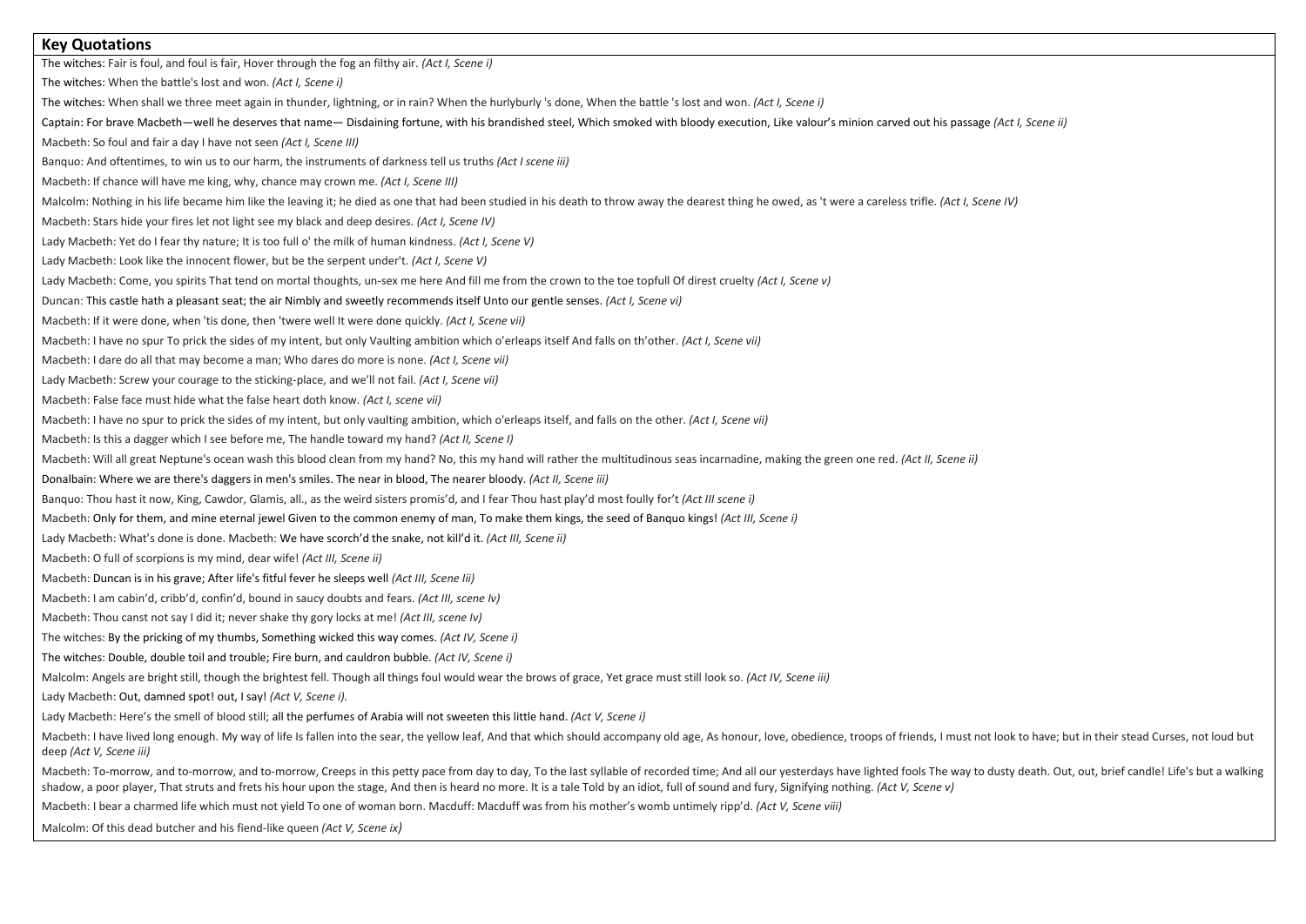## Key Quotations

The witches: Fair is foul, and foul is fair, Hover through the fog an filthy air. *(Act I, Scene i)*

The witches: When the battle's lost and won. *(Act I, Scene i)*

The witches: When shall we three meet again in thunder, lightning, or in rain? When the hurlyburly 's done, When the battle 's lost and won. *(Act I, Scene i)*

Captain: For brave Macbeth—well he deserves that name— Disdaining fortune, with his brandished steel, Which smoked with bloody execution, Like valour's minion carved out his passage *(Act I, Scene ii)*

Macbeth: So foul and fair a day I have not seen *(Act I, Scene III)*

Banquo: And oftentimes, to win us to our harm, the instruments of darkness tell us truths *(Act I scene iii)*

Macbeth: If chance will have me king, why, chance may crown me. *(Act I, Scene III)*

Malcolm: Nothing in his life became him like the leaving it; he died as one that had been studied in his death to throw away the dearest thing he owed, as 't were a careless trifle. *(Act I, Scene IV)*

Macbeth: Stars hide your fires let not light see my black and deep desires. *(Act I, Scene IV)*

Lady Macbeth: Yet do I fear thy nature; It is too full o' the milk of human kindness. *(Act I, Scene V)*

Lady Macbeth: Look like the innocent flower, but be the serpent under't. *(Act I, Scene V)*

Lady Macbeth: Come, you spirits That tend on mortal thoughts, un-sex me here And fill me from the crown to the toe topfull Of direst cruelty *(Act I, Scene v)*

Duncan: This castle hath a pleasant seat; the air Nimbly and sweetly recommends itself Unto our gentle senses. *(Act I, Scene vi)*

Macbeth: If it were done, when 'tis done, then 'twere well It were done quickly. *(Act I, Scene vii)*

Macbeth: I have no spur To prick the sides of my intent, but only Vaulting ambition which o'erleaps itself And falls on th'other. *(Act I, Scene vii)*

Macbeth: I dare do all that may become a man; Who dares do more is none. *(Act I, Scene vii)*

Lady Macbeth: Screw your courage to the sticking-place, and we'll not fail. *(Act I, Scene vii)*

Macbeth: False face must hide what the false heart doth know. *(Act I, scene vii)*

Macbeth: I have no spur to prick the sides of my intent, but only vaulting ambition, which o'erleaps itself, and falls on the other. *(Act I, Scene vii)*

Macbeth: Is this a dagger which I see before me, The handle toward my hand? *(Act II, Scene I)*

Macbeth: Will all great Neptune's ocean wash this blood clean from my hand? No, this my hand will rather the multitudinous seas incarnadine, making the green one red. *(Act II, Scene ii)*

Donalbain: Where we are there's daggers in men's smiles. The near in blood, The nearer bloody. *(Act II, Scene iii)*

Banquo: Thou hast it now, King, Cawdor, Glamis, all., as the weird sisters promis'd, and I fear Thou hast play'd most foully for't *(Act III scene i)*

Macbeth: Only for them, and mine eternal jewel Given to the common enemy of man, To make them kings, the seed of Banquo kings! *(Act III, Scene i)*

Lady Macbeth: What's done is done. Macbeth: We have scorch'd the snake, not kill'd it. *(Act III, Scene ii)*

Macbeth: O full of scorpions is my mind, dear wife! *(Act III, Scene ii)*

Macbeth: Duncan is in his grave; After life's fitful fever he sleeps well *(Act III, Scene Iii)*

Macbeth: I am cabin'd, cribb'd, confin'd, bound in saucy doubts and fears. *(Act III, scene Iv)*

Macbeth: Thou canst not say I did it; never shake thy gory locks at me! *(Act III, scene Iv)*

The witches: By the pricking of my thumbs, Something wicked this way comes. *(Act IV, Scene i)*

The witches: Double, double toil and trouble; Fire burn, and cauldron bubble. *(Act IV, Scene i)*

Malcolm: Angels are bright still, though the brightest fell. Though all things foul would wear the brows of grace, Yet grace must still look so. *(Act IV, Scene iii)*

Lady Macbeth: Out, damned spot! out, I say! *(Act V, Scene i).*

Lady Macbeth: Here's the smell of blood still; all the perfumes of Arabia will not sweeten this little hand. *(Act V, Scene i)*

Macbeth: I have lived long enough. My way of life Is fallen into the sear, the yellow leaf, And that which should accompany old age, As honour, love, obedience, troops of friends, I must not look to have; but in their stead Curses, not loud but deep *(Act V, Scene iii)*

Macbeth: To-morrow, and to-morrow, and to-morrow, Creeps in this petty pace from day to day, To the last syllable of recorded time; And all our yesterdays have lighted fools The way to dusty death. Out, out, brief candle! Life's but a walking shadow, a poor player, That struts and frets his hour upon the stage, And then is heard no more. It is a tale Told by an idiot, full of sound and fury, Signifying nothing. *(Act V, Scene v)*

Macbeth: I bear a charmed life which must not yield To one of woman born. Macduff: Macduff was from his mother's womb untimely ripp'd. *(Act V, Scene viii)*

Malcolm: Of this dead butcher and his fiend-like queen *(Act V, Scene ix)*